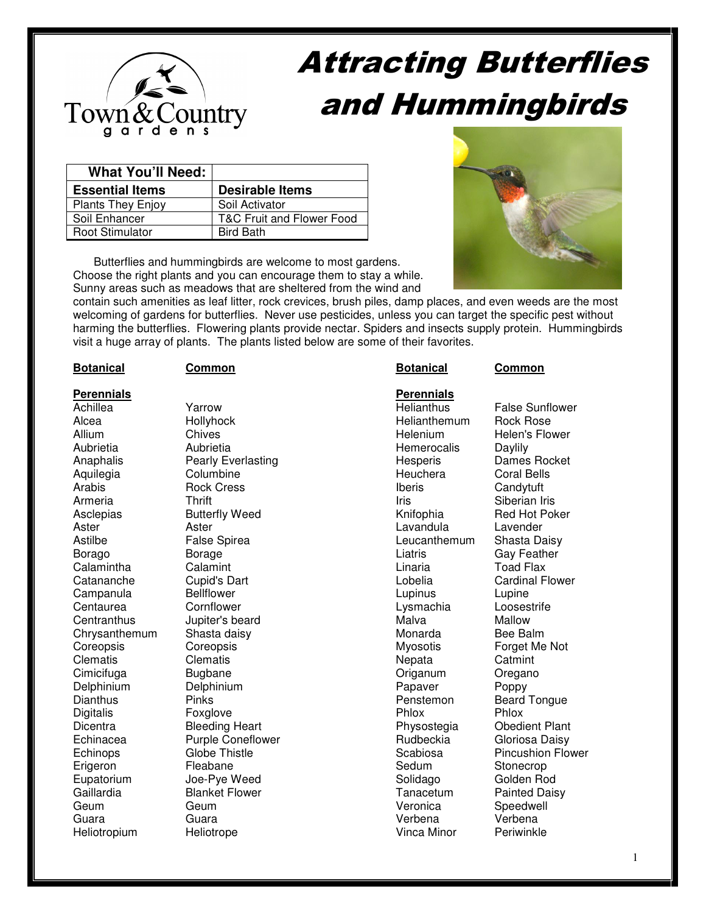Town & Country gardens

# Attracting Butterflies and Hummingbirds

| What You'll Need: | |
|---|---|
| **Essential Items** | **Desirable Items** |
| Plants They Enjoy | Soil Activator |
| Soil Enhancer | T&C Fruit and Flower Food |
| Root Stimulator | Bird Bath |

Butterflies and hummingbirds are welcome to most gardens. Choose the right plants and you can encourage them to stay a while. Sunny areas such as meadows that are sheltered from the wind and contain such amenities as leaf litter, rock crevices, brush piles, damp places, and even weeds are the most welcoming of gardens for butterflies. Never use pesticides, unless you can target the specific pest without harming the butterflies. Flowering plants provide nectar. Spiders and insects supply protein. Hummingbirds visit a huge array of plants. The plants listed below are some of their favorites.

| **Botanical** | **Common** |
|---|---|
| **Perennials** | |
| Achillea | Yarrow |
| Alcea | Hollyhock |
| Allium | Chives |
| Aubrietia | Aubrietia |
| Anaphalis | Pearly Everlasting |
| Aquilegia | Columbine |
| Arabis | Rock Cress |
| Armeria | Thrift |
| Asclepias | Butterfly Weed |
| Aster | Aster |
| Astilbe | False Spirea |
| Borago | Borage |
| Calamintha | Calamint |
| Catananche | Cupid's Dart |
| Campanula | Bellflower |
| Centaurea | Cornflower |
| Centranthus | Jupiter's beard |
| Chrysanthemum | Shasta daisy |
| Coreopsis | Coreopsis |
| Clematis | Clematis |
| Cimicifuga | Bugbane |
| Delphinium | Delphinium |
| Dianthus | Pinks |
| Digitalis | Foxglove |
| Dicentra | Bleeding Heart |
| Echinacea | Purple Coneflower |
| Echinops | Globe Thistle |
| Erigeron | Fleabane |
| Eupatorium | Joe-Pye Weed |
| Gaillardia | Blanket Flower |
| Geum | Geum |
| Guara | Guara |
| Heliotropium | Heliotrope |

| **Botanical** | **Common** |
|---|---|
| **Perennials** | |
| Helianthus | False Sunflower |
| Helianthemum | Rock Rose |
| Helenium | Helen's Flower |
| Hemerocalis | Daylily |
| Hesperis | Dames Rocket |
| Heuchera | Coral Bells |
| Iberis | Candytuft |
| Iris | Siberian Iris |
| Knifophia | Red Hot Poker |
| Lavandula | Lavender |
| Leucanthemum | Shasta Daisy |
| Liatris | Gay Feather |
| Linaria | Toad Flax |
| Lobelia | Cardinal Flower |
| Lupinus | Lupine |
| Lysmachia | Loosestrife |
| Malva | Mallow |
| Monarda | Bee Balm |
| Myosotis | Forget Me Not |
| Nepata | Catmint |
| Origanum | Oregano |
| Papaver | Poppy |
| Penstemon | Beard Tongue |
| Phlox | Phlox |
| Physostegia | Obedient Plant |
| Rudbeckia | Gloriosa Daisy |
| Scabiosa | Pincushion Flower |
| Sedum | Stonecrop |
| Solidago | Golden Rod |
| Tanacetum | Painted Daisy |
| Veronica | Speedwell |
| Verbena | Verbena |
| Vinca Minor | Periwinkle |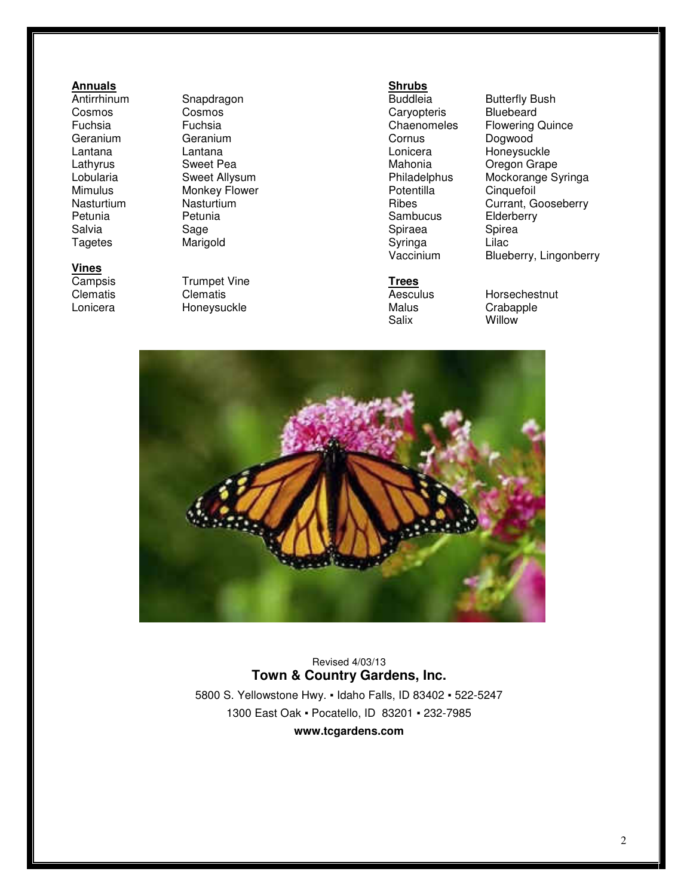**Annuals**

| | |
|---|---|
| Antirrhinum | Snapdragon |
| Cosmos | Cosmos |
| Fuchsia | Fuchsia |
| Geranium | Geranium |
| Lantana | Lantana |
| Lathyrus | Sweet Pea |
| Lobularia | Sweet Allysum |
| Mimulus | Monkey Flower |
| Nasturtium | Nasturtium |
| Petunia | Petunia |
| Salvia | Sage |
| Tagetes | Marigold |

**Vines**

| | |
|---|---|
| Campsis | Trumpet Vine |
| Clematis | Clematis |
| Lonicera | Honeysuckle |

**Shrubs**

| | |
|---|---|
| Buddleia | Butterfly Bush |
| Caryopteris | Bluebeard |
| Chaenomeles | Flowering Quince |
| Cornus | Dogwood |
| Lonicera | Honeysuckle |
| Mahonia | Oregon Grape |
| Philadelphus | Mockorange Syringa |
| Potentilla | Cinquefoil |
| Ribes | Currant, Gooseberry |
| Sambucus | Elderberry |
| Spiraea | Spirea |
| Syringa | Lilac |
| Vaccinium | Blueberry, Lingonberry |

**Trees**

| | |
|---|---|
| Aesculus | Horsechestnut |
| Malus | Crabapple |
| Salix | Willow |

Revised 4/03/13

**Town & Country Gardens, Inc.**

5800 S. Yellowstone Hwy. ▪ Idaho Falls, ID 83402 ▪ 522-5247

1300 East Oak ▪ Pocatello, ID 83201 ▪ 232-7985

**www.tcgardens.com**